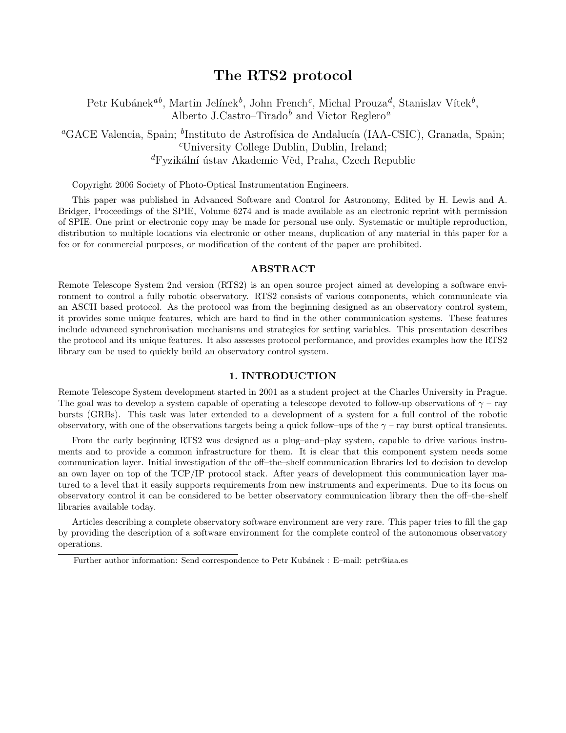# The RTS2 protocol

Petr Kubánek[ab], Martin Jelínek[b], John French[c], Michal Prouza[d], Stanislav Vítek[b], Alberto J.Castro–Tirado[b] and Victor Reglero[a]

[a]GACE Valencia, Spain; [b]Instituto de Astrofísica de Andalucía (IAA-CSIC), Granada, Spain; [c]University College Dublin, Dublin, Ireland; [d]Fyzikální ústav Akademie Věd, Praha, Czech Republic

Copyright 2006 Society of Photo-Optical Instrumentation Engineers.

This paper was published in Advanced Software and Control for Astronomy, Edited by H. Lewis and A. Bridger, Proceedings of the SPIE, Volume 6274 and is made available as an electronic reprint with permission of SPIE. One print or electronic copy may be made for personal use only. Systematic or multiple reproduction, distribution to multiple locations via electronic or other means, duplication of any material in this paper for a fee or for commercial purposes, or modification of the content of the paper are prohibited.

## ABSTRACT

Remote Telescope System 2nd version (RTS2) is an open source project aimed at developing a software environment to control a fully robotic observatory. RTS2 consists of various components, which communicate via an ASCII based protocol. As the protocol was from the beginning designed as an observatory control system, it provides some unique features, which are hard to find in the other communication systems. These features include advanced synchronisation mechanisms and strategies for setting variables. This presentation describes the protocol and its unique features. It also assesses protocol performance, and provides examples how the RTS2 library can be used to quickly build an observatory control system.

## 1. INTRODUCTION

Remote Telescope System development started in 2001 as a student project at the Charles University in Prague. The goal was to develop a system capable of operating a telescope devoted to follow-up observations of $\gamma$ – ray bursts (GRBs). This task was later extended to a development of a system for a full control of the robotic observatory, with one of the observations targets being a quick follow–ups of the $\gamma$ – ray burst optical transients.

From the early beginning RTS2 was designed as a plug–and–play system, capable to drive various instruments and to provide a common infrastructure for them. It is clear that this component system needs some communication layer. Initial investigation of the off–the–shelf communication libraries led to decision to develop an own layer on top of the TCP/IP protocol stack. After years of development this communication layer matured to a level that it easily supports requirements from new instruments and experiments. Due to its focus on observatory control it can be considered to be better observatory communication library then the off–the–shelf libraries available today.

Articles describing a complete observatory software environment are very rare. This paper tries to fill the gap by providing the description of a software environment for the complete control of the autonomous observatory operations.

Further author information: Send correspondence to Petr Kubánek : E–mail: petr@iaa.es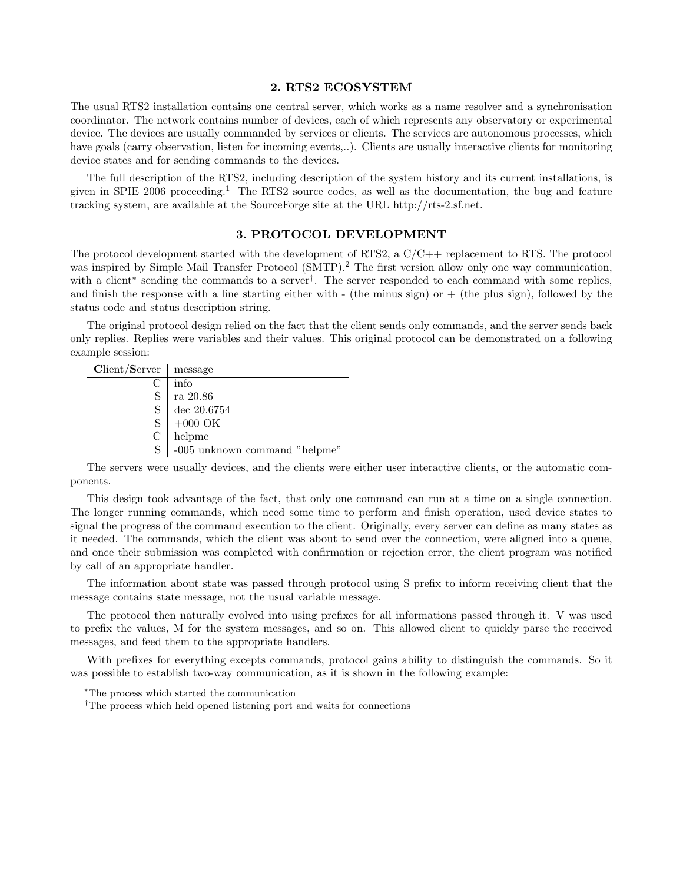## 2. RTS2 ECOSYSTEM

The usual RTS2 installation contains one central server, which works as a name resolver and a synchronisation coordinator. The network contains number of devices, each of which represents any observatory or experimental device. The devices are usually commanded by services or clients. The services are autonomous processes, which have goals (carry observation, listen for incoming events,..). Clients are usually interactive clients for monitoring device states and for sending commands to the devices.

The full description of the RTS2, including description of the system history and its current installations, is given in SPIE 2006 proceeding.[1] The RTS2 source codes, as well as the documentation, the bug and feature tracking system, are available at the SourceForge site at the URL http://rts-2.sf.net.

## 3. PROTOCOL DEVELOPMENT

The protocol development started with the development of RTS2, a C/C++ replacement to RTS. The protocol was inspired by Simple Mail Transfer Protocol (SMTP).[2] The first version allow only one way communication, with a client[*] sending the commands to a server[†]. The server responded to each command with some replies, and finish the response with a line starting either with - (the minus sign) or + (the plus sign), followed by the status code and status description string.

The original protocol design relied on the fact that the client sends only commands, and the server sends back only replies. Replies were variables and their values. This original protocol can be demonstrated on a following example session:

| **C**lient/**S**erver | message |
|---:|---|
| C | info |
| S | ra 20.86 |
| S | dec 20.6754 |
| S | +000 OK |
| C | helpme |
| S | -005 unknown command "helpme" |

The servers were usually devices, and the clients were either user interactive clients, or the automatic components.

This design took advantage of the fact, that only one command can run at a time on a single connection. The longer running commands, which need some time to perform and finish operation, used device states to signal the progress of the command execution to the client. Originally, every server can define as many states as it needed. The commands, which the client was about to send over the connection, were aligned into a queue, and once their submission was completed with confirmation or rejection error, the client program was notified by call of an appropriate handler.

The information about state was passed through protocol using S prefix to inform receiving client that the message contains state message, not the usual variable message.

The protocol then naturally evolved into using prefixes for all informations passed through it. V was used to prefix the values, M for the system messages, and so on. This allowed client to quickly parse the received messages, and feed them to the appropriate handlers.

With prefixes for everything excepts commands, protocol gains ability to distinguish the commands. So it was possible to establish two-way communication, as it is shown in the following example:

[*] The process which started the communication

[†] The process which held opened listening port and waits for connections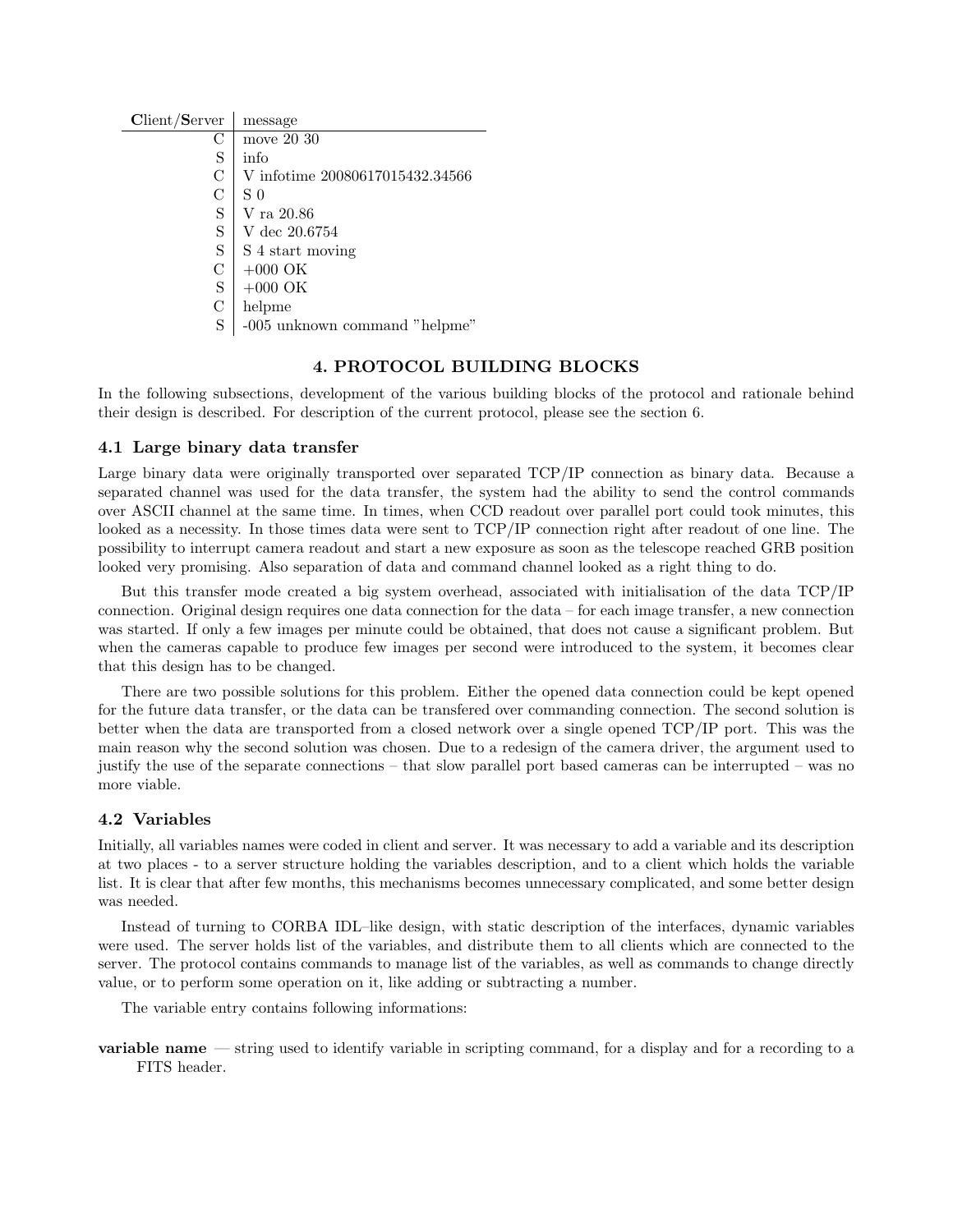| **C**lient/**S**erver | message |
|---|---|
| C | move 20 30 |
| S | info |
| C | V infotime 20080617015432.34566 |
| C | S 0 |
| S | V ra 20.86 |
| S | V dec 20.6754 |
| S | S 4 start moving |
| C | +000 OK |
| S | +000 OK |
| C | helpme |
| S | -005 unknown command "helpme" |

## 4. PROTOCOL BUILDING BLOCKS

In the following subsections, development of the various building blocks of the protocol and rationale behind their design is described. For description of the current protocol, please see the section 6.

### 4.1 Large binary data transfer

Large binary data were originally transported over separated TCP/IP connection as binary data. Because a separated channel was used for the data transfer, the system had the ability to send the control commands over ASCII channel at the same time. In times, when CCD readout over parallel port could took minutes, this looked as a necessity. In those times data were sent to TCP/IP connection right after readout of one line. The possibility to interrupt camera readout and start a new exposure as soon as the telescope reached GRB position looked very promising. Also separation of data and command channel looked as a right thing to do.

But this transfer mode created a big system overhead, associated with initialisation of the data TCP/IP connection. Original design requires one data connection for the data – for each image transfer, a new connection was started. If only a few images per minute could be obtained, that does not cause a significant problem. But when the cameras capable to produce few images per second were introduced to the system, it becomes clear that this design has to be changed.

There are two possible solutions for this problem. Either the opened data connection could be kept opened for the future data transfer, or the data can be transfered over commanding connection. The second solution is better when the data are transported from a closed network over a single opened TCP/IP port. This was the main reason why the second solution was chosen. Due to a redesign of the camera driver, the argument used to justify the use of the separate connections – that slow parallel port based cameras can be interrupted – was no more viable.

### 4.2 Variables

Initially, all variables names were coded in client and server. It was necessary to add a variable and its description at two places - to a server structure holding the variables description, and to a client which holds the variable list. It is clear that after few months, this mechanisms becomes unnecessary complicated, and some better design was needed.

Instead of turning to CORBA IDL–like design, with static description of the interfaces, dynamic variables were used. The server holds list of the variables, and distribute them to all clients which are connected to the server. The protocol contains commands to manage list of the variables, as well as commands to change directly value, or to perform some operation on it, like adding or subtracting a number.

The variable entry contains following informations:

**variable name** — string used to identify variable in scripting command, for a display and for a recording to a FITS header.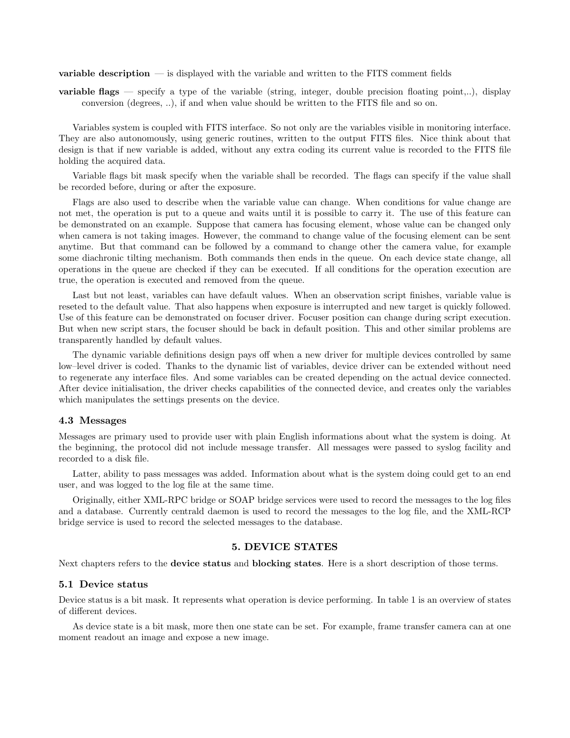**variable description** — is displayed with the variable and written to the FITS comment fields

**variable flags** — specify a type of the variable (string, integer, double precision floating point,..), display conversion (degrees, ..), if and when value should be written to the FITS file and so on.

Variables system is coupled with FITS interface. So not only are the variables visible in monitoring interface. They are also autonomously, using generic routines, written to the output FITS files. Nice think about that design is that if new variable is added, without any extra coding its current value is recorded to the FITS file holding the acquired data.

Variable flags bit mask specify when the variable shall be recorded. The flags can specify if the value shall be recorded before, during or after the exposure.

Flags are also used to describe when the variable value can change. When conditions for value change are not met, the operation is put to a queue and waits until it is possible to carry it. The use of this feature can be demonstrated on an example. Suppose that camera has focusing element, whose value can be changed only when camera is not taking images. However, the command to change value of the focusing element can be sent anytime. But that command can be followed by a command to change other the camera value, for example some diachronic tilting mechanism. Both commands then ends in the queue. On each device state change, all operations in the queue are checked if they can be executed. If all conditions for the operation execution are true, the operation is executed and removed from the queue.

Last but not least, variables can have default values. When an observation script finishes, variable value is reseted to the default value. That also happens when exposure is interrupted and new target is quickly followed. Use of this feature can be demonstrated on focuser driver. Focuser position can change during script execution. But when new script stars, the focuser should be back in default position. This and other similar problems are transparently handled by default values.

The dynamic variable definitions design pays off when a new driver for multiple devices controlled by same low–level driver is coded. Thanks to the dynamic list of variables, device driver can be extended without need to regenerate any interface files. And some variables can be created depending on the actual device connected. After device initialisation, the driver checks capabilities of the connected device, and creates only the variables which manipulates the settings presents on the device.

### 4.3 Messages

Messages are primary used to provide user with plain English informations about what the system is doing. At the beginning, the protocol did not include message transfer. All messages were passed to syslog facility and recorded to a disk file.

Latter, ability to pass messages was added. Information about what is the system doing could get to an end user, and was logged to the log file at the same time.

Originally, either XML-RPC bridge or SOAP bridge services were used to record the messages to the log files and a database. Currently centrald daemon is used to record the messages to the log file, and the XML-RCP bridge service is used to record the selected messages to the database.

## 5. DEVICE STATES

Next chapters refers to the **device status** and **blocking states**. Here is a short description of those terms.

### 5.1 Device status

Device status is a bit mask. It represents what operation is device performing. In table 1 is an overview of states of different devices.

As device state is a bit mask, more then one state can be set. For example, frame transfer camera can at one moment readout an image and expose a new image.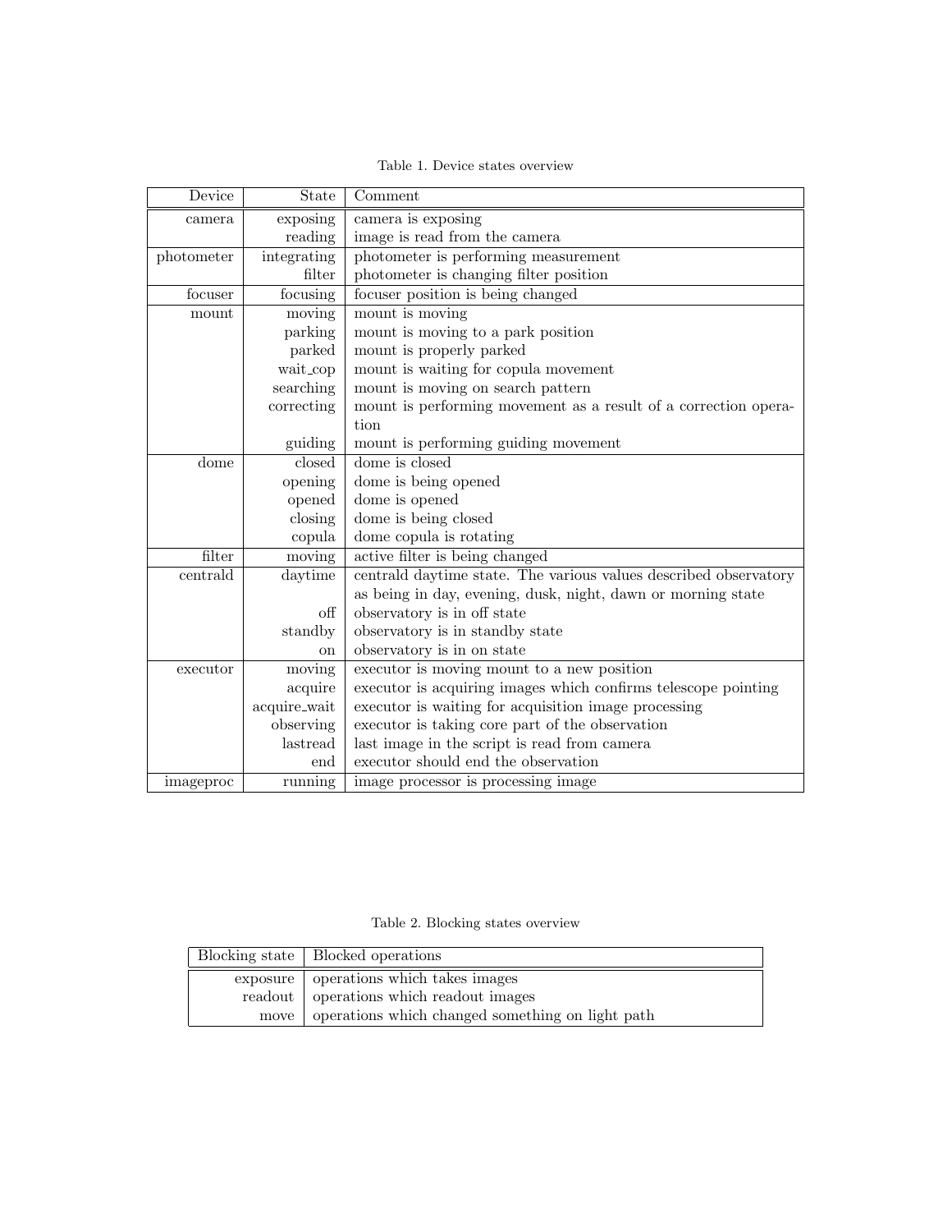Table 1. Device states overview

| Device | State | Comment |
|---|---|---|
| camera | exposing | camera is exposing |
| | reading | image is read from the camera |
| photometer | integrating | photometer is performing measurement |
| | filter | photometer is changing filter position |
| focuser | focusing | focuser position is being changed |
| mount | moving | mount is moving |
| | parking | mount is moving to a park position |
| | parked | mount is properly parked |
| | wait_cop | mount is waiting for copula movement |
| | searching | mount is moving on search pattern |
| | correcting | mount is performing movement as a result of a correction operation |
| | guiding | mount is performing guiding movement |
| dome | closed | dome is closed |
| | opening | dome is being opened |
| | opened | dome is opened |
| | closing | dome is being closed |
| | copula | dome copula is rotating |
| filter | moving | active filter is being changed |
| centrald | daytime | centrald daytime state. The various values described observatory as being in day, evening, dusk, night, dawn or morning state |
| | off | observatory is in off state |
| | standby | observatory is in standby state |
| | on | observatory is in on state |
| executor | moving | executor is moving mount to a new position |
| | acquire | executor is acquiring images which confirms telescope pointing |
| | acquire_wait | executor is waiting for acquisition image processing |
| | observing | executor is taking core part of the observation |
| | lastread | last image in the script is read from camera |
| | end | executor should end the observation |
| imageproc | running | image processor is processing image |

Table 2. Blocking states overview

| Blocking state | Blocked operations |
|---|---|
| exposure | operations which takes images |
| readout | operations which readout images |
| move | operations which changed something on light path |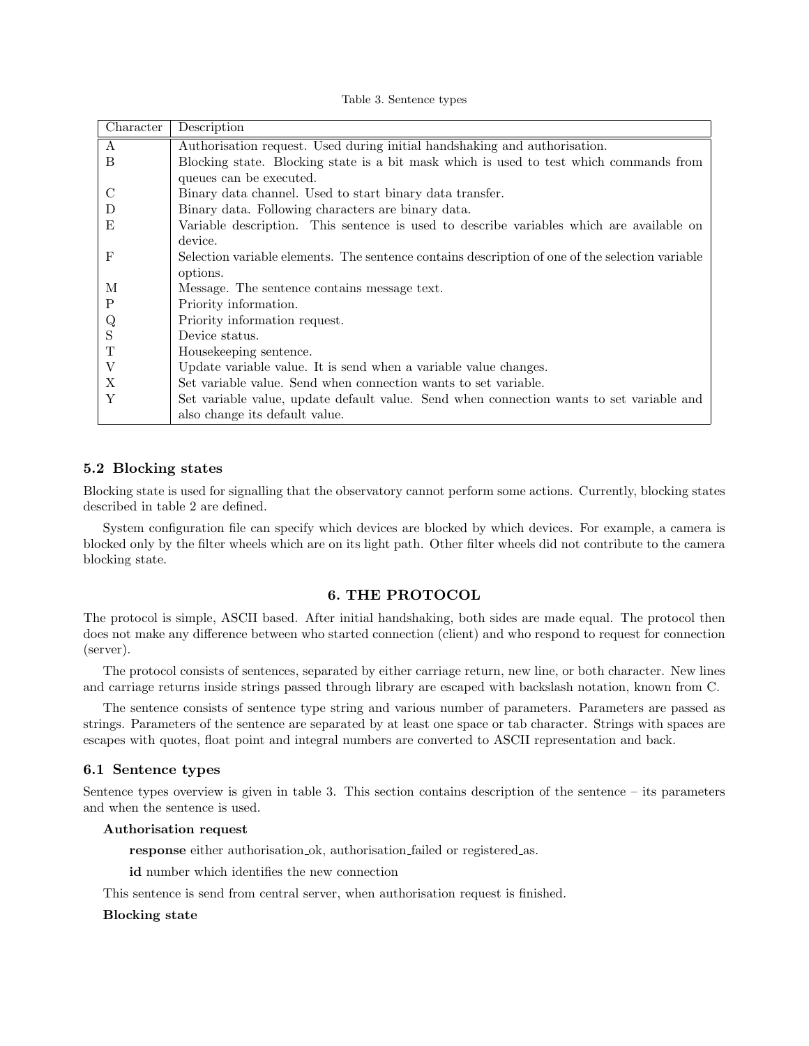Table 3. Sentence types

| Character | Description |
|---|---|
| A | Authorisation request. Used during initial handshaking and authorisation. |
| B | Blocking state. Blocking state is a bit mask which is used to test which commands from queues can be executed. |
| C | Binary data channel. Used to start binary data transfer. |
| D | Binary data. Following characters are binary data. |
| E | Variable description. This sentence is used to describe variables which are available on device. |
| F | Selection variable elements. The sentence contains description of one of the selection variable options. |
| M | Message. The sentence contains message text. |
| P | Priority information. |
| Q | Priority information request. |
| S | Device status. |
| T | Housekeeping sentence. |
| V | Update variable value. It is send when a variable value changes. |
| X | Set variable value. Send when connection wants to set variable. |
| Y | Set variable value, update default value. Send when connection wants to set variable and also change its default value. |

### 5.2 Blocking states

Blocking state is used for signalling that the observatory cannot perform some actions. Currently, blocking states described in table 2 are defined.

System configuration file can specify which devices are blocked by which devices. For example, a camera is blocked only by the filter wheels which are on its light path. Other filter wheels did not contribute to the camera blocking state.

## 6. THE PROTOCOL

The protocol is simple, ASCII based. After initial handshaking, both sides are made equal. The protocol then does not make any difference between who started connection (client) and who respond to request for connection (server).

The protocol consists of sentences, separated by either carriage return, new line, or both character. New lines and carriage returns inside strings passed through library are escaped with backslash notation, known from C.

The sentence consists of sentence type string and various number of parameters. Parameters are passed as strings. Parameters of the sentence are separated by at least one space or tab character. Strings with spaces are escapes with quotes, float point and integral numbers are converted to ASCII representation and back.

### 6.1 Sentence types

Sentence types overview is given in table 3. This section contains description of the sentence – its parameters and when the sentence is used.

**Authorisation request**

**response** either authorisation_ok, authorisation_failed or registered_as.

**id** number which identifies the new connection

This sentence is send from central server, when authorisation request is finished.

**Blocking state**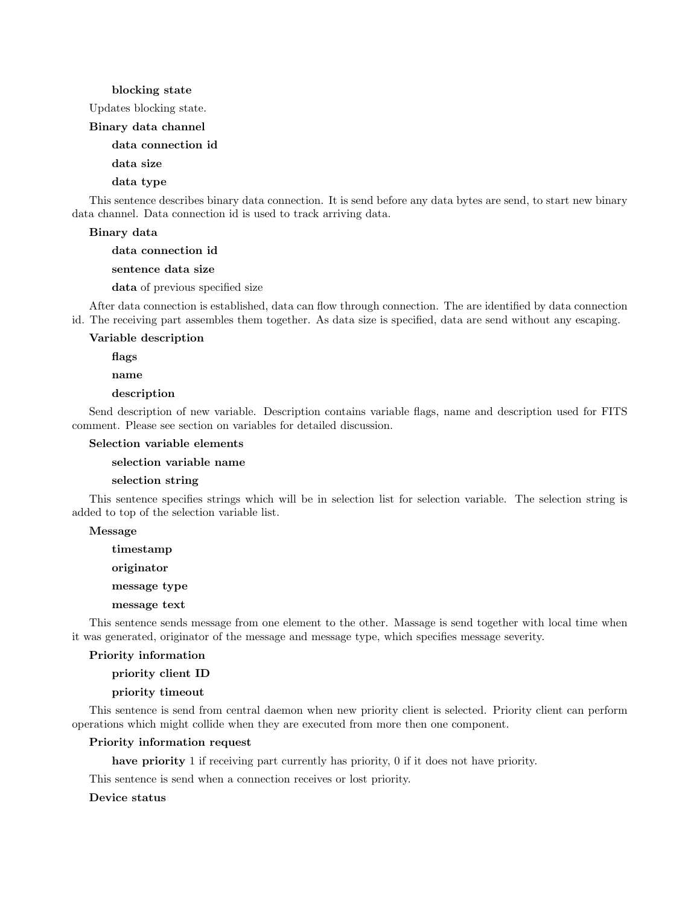**blocking state**

Updates blocking state.

**Binary data channel**

**data connection id**

**data size**

**data type**

This sentence describes binary data connection. It is send before any data bytes are send, to start new binary data channel. Data connection id is used to track arriving data.

**Binary data**

**data connection id**

**sentence data size**

**data** of previous specified size

After data connection is established, data can flow through connection. The are identified by data connection id. The receiving part assembles them together. As data size is specified, data are send without any escaping.

**Variable description**

**flags**

**name**

**description**

Send description of new variable. Description contains variable flags, name and description used for FITS comment. Please see section on variables for detailed discussion.

**Selection variable elements**

**selection variable name**

**selection string**

This sentence specifies strings which will be in selection list for selection variable. The selection string is added to top of the selection variable list.

**Message**

**timestamp**

**originator**

**message type**

**message text**

This sentence sends message from one element to the other. Massage is send together with local time when it was generated, originator of the message and message type, which specifies message severity.

**Priority information**

**priority client ID**

**priority timeout**

This sentence is send from central daemon when new priority client is selected. Priority client can perform operations which might collide when they are executed from more then one component.

**Priority information request**

**have priority** 1 if receiving part currently has priority, 0 if it does not have priority.

This sentence is send when a connection receives or lost priority.

**Device status**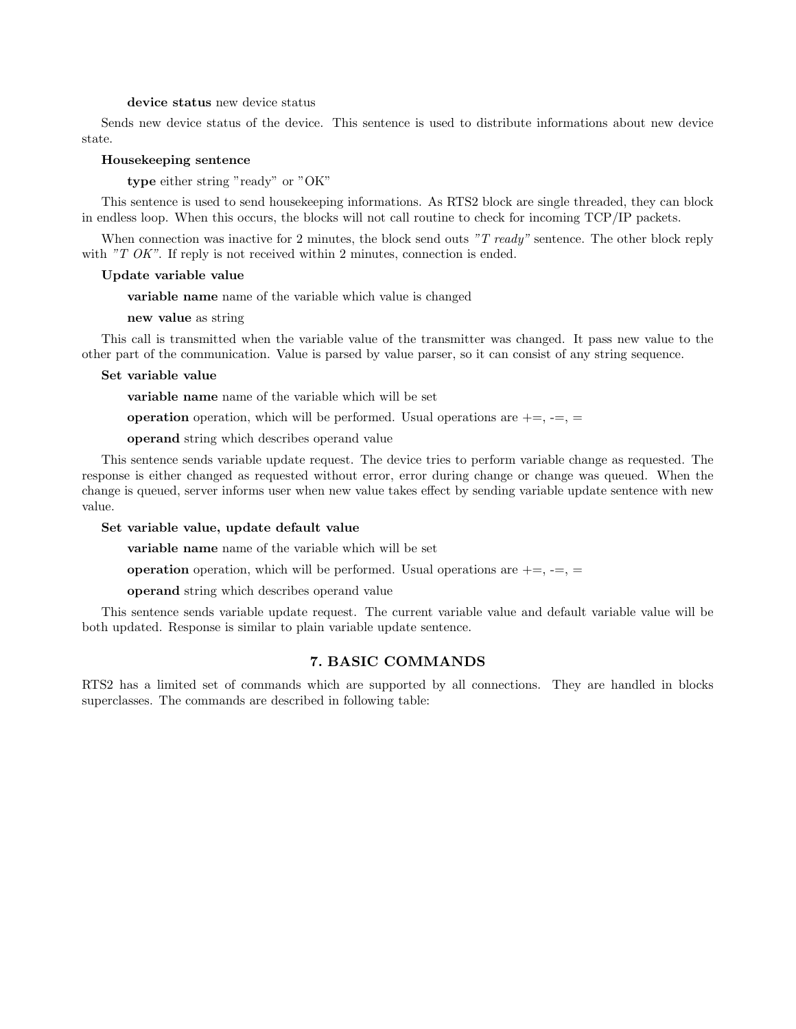**device status** new device status

Sends new device status of the device. This sentence is used to distribute informations about new device state.

**Housekeeping sentence**

**type** either string "ready" or "OK"

This sentence is used to send housekeeping informations. As RTS2 block are single threaded, they can block in endless loop. When this occurs, the blocks will not call routine to check for incoming TCP/IP packets.

When connection was inactive for 2 minutes, the block send outs *"T ready"* sentence. The other block reply with *"T OK"*. If reply is not received within 2 minutes, connection is ended.

**Update variable value**

**variable name** name of the variable which value is changed

**new value** as string

This call is transmitted when the variable value of the transmitter was changed. It pass new value to the other part of the communication. Value is parsed by value parser, so it can consist of any string sequence.

**Set variable value**

**variable name** name of the variable which will be set

**operation** operation, which will be performed. Usual operations are +=, -=, =

**operand** string which describes operand value

This sentence sends variable update request. The device tries to perform variable change as requested. The response is either changed as requested without error, error during change or change was queued. When the change is queued, server informs user when new value takes effect by sending variable update sentence with new value.

**Set variable value, update default value**

**variable name** name of the variable which will be set

**operation** operation, which will be performed. Usual operations are +=, -=, =

**operand** string which describes operand value

This sentence sends variable update request. The current variable value and default variable value will be both updated. Response is similar to plain variable update sentence.

## 7. BASIC COMMANDS

RTS2 has a limited set of commands which are supported by all connections. They are handled in blocks superclasses. The commands are described in following table: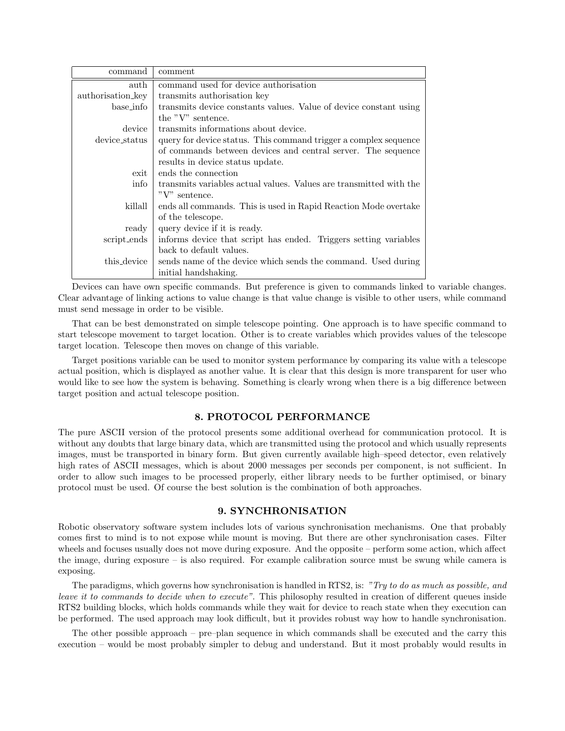| command | comment |
|---|---|
| auth | command used for device authorisation |
| authorisation_key | transmits authorisation key |
| base_info | transmits device constants values. Value of device constant using the "V" sentence. |
| device | transmits informations about device. |
| device_status | query for device status. This command trigger a complex sequence of commands between devices and central server. The sequence results in device status update. |
| exit | ends the connection |
| info | transmits variables actual values. Values are transmitted with the "V" sentence. |
| killall | ends all commands. This is used in Rapid Reaction Mode overtake of the telescope. |
| ready | query device if it is ready. |
| script_ends | informs device that script has ended. Triggers setting variables back to default values. |
| this_device | sends name of the device which sends the command. Used during initial handshaking. |

Devices can have own specific commands. But preference is given to commands linked to variable changes. Clear advantage of linking actions to value change is that value change is visible to other users, while command must send message in order to be visible.

That can be best demonstrated on simple telescope pointing. One approach is to have specific command to start telescope movement to target location. Other is to create variables which provides values of the telescope target location. Telescope then moves on change of this variable.

Target positions variable can be used to monitor system performance by comparing its value with a telescope actual position, which is displayed as another value. It is clear that this design is more transparent for user who would like to see how the system is behaving. Something is clearly wrong when there is a big difference between target position and actual telescope position.

## 8. PROTOCOL PERFORMANCE

The pure ASCII version of the protocol presents some additional overhead for communication protocol. It is without any doubts that large binary data, which are transmitted using the protocol and which usually represents images, must be transported in binary form. But given currently available high–speed detector, even relatively high rates of ASCII messages, which is about 2000 messages per seconds per component, is not sufficient. In order to allow such images to be processed properly, either library needs to be further optimised, or binary protocol must be used. Of course the best solution is the combination of both approaches.

## 9. SYNCHRONISATION

Robotic observatory software system includes lots of various synchronisation mechanisms. One that probably comes first to mind is to not expose while mount is moving. But there are other synchronisation cases. Filter wheels and focuses usually does not move during exposure. And the opposite – perform some action, which affect the image, during exposure – is also required. For example calibration source must be swung while camera is exposing.

The paradigms, which governs how synchronisation is handled in RTS2, is: *"Try to do as much as possible, and leave it to commands to decide when to execute"*. This philosophy resulted in creation of different queues inside RTS2 building blocks, which holds commands while they wait for device to reach state when they execution can be performed. The used approach may look difficult, but it provides robust way how to handle synchronisation.

The other possible approach – pre–plan sequence in which commands shall be executed and the carry this execution – would be most probably simpler to debug and understand. But it most probably would results in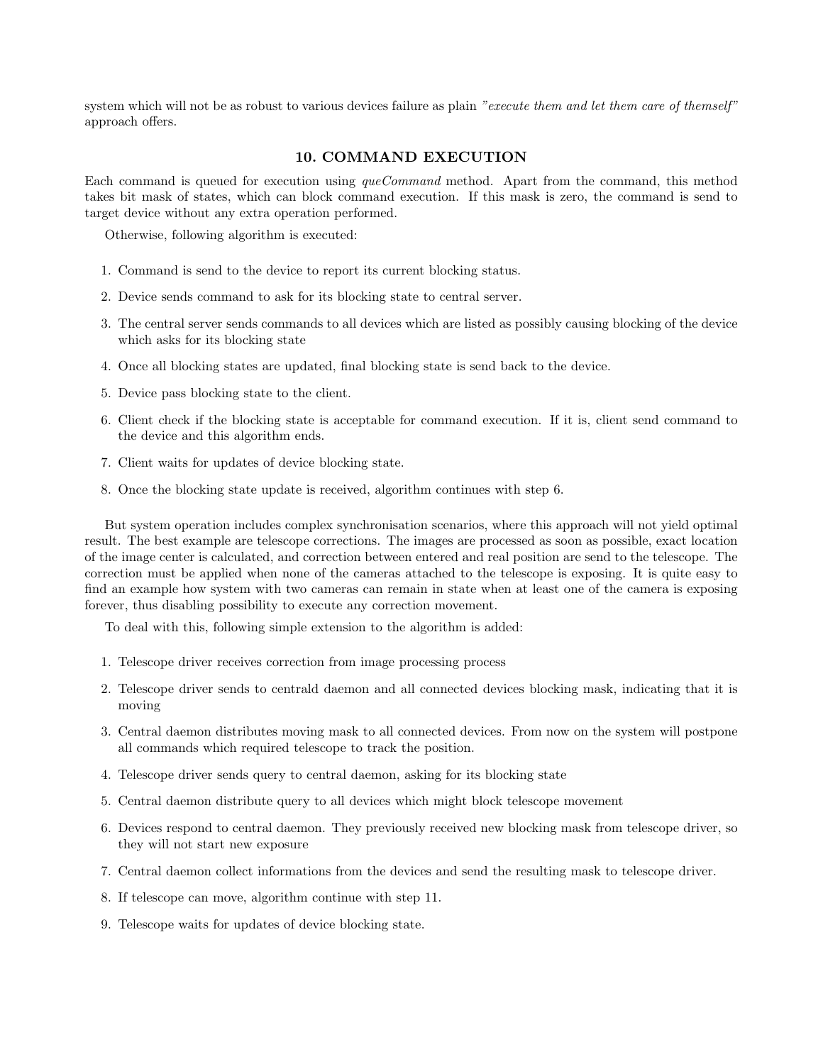system which will not be as robust to various devices failure as plain *"execute them and let them care of themself"* approach offers.

## 10. COMMAND EXECUTION

Each command is queued for execution using *queCommand* method. Apart from the command, this method takes bit mask of states, which can block command execution. If this mask is zero, the command is send to target device without any extra operation performed.

Otherwise, following algorithm is executed:

1. Command is send to the device to report its current blocking status.
2. Device sends command to ask for its blocking state to central server.
3. The central server sends commands to all devices which are listed as possibly causing blocking of the device which asks for its blocking state
4. Once all blocking states are updated, final blocking state is send back to the device.
5. Device pass blocking state to the client.
6. Client check if the blocking state is acceptable for command execution. If it is, client send command to the device and this algorithm ends.
7. Client waits for updates of device blocking state.
8. Once the blocking state update is received, algorithm continues with step 6.

But system operation includes complex synchronisation scenarios, where this approach will not yield optimal result. The best example are telescope corrections. The images are processed as soon as possible, exact location of the image center is calculated, and correction between entered and real position are send to the telescope. The correction must be applied when none of the cameras attached to the telescope is exposing. It is quite easy to find an example how system with two cameras can remain in state when at least one of the camera is exposing forever, thus disabling possibility to execute any correction movement.

To deal with this, following simple extension to the algorithm is added:

1. Telescope driver receives correction from image processing process
2. Telescope driver sends to centrald daemon and all connected devices blocking mask, indicating that it is moving
3. Central daemon distributes moving mask to all connected devices. From now on the system will postpone all commands which required telescope to track the position.
4. Telescope driver sends query to central daemon, asking for its blocking state
5. Central daemon distribute query to all devices which might block telescope movement
6. Devices respond to central daemon. They previously received new blocking mask from telescope driver, so they will not start new exposure
7. Central daemon collect informations from the devices and send the resulting mask to telescope driver.
8. If telescope can move, algorithm continue with step 11.
9. Telescope waits for updates of device blocking state.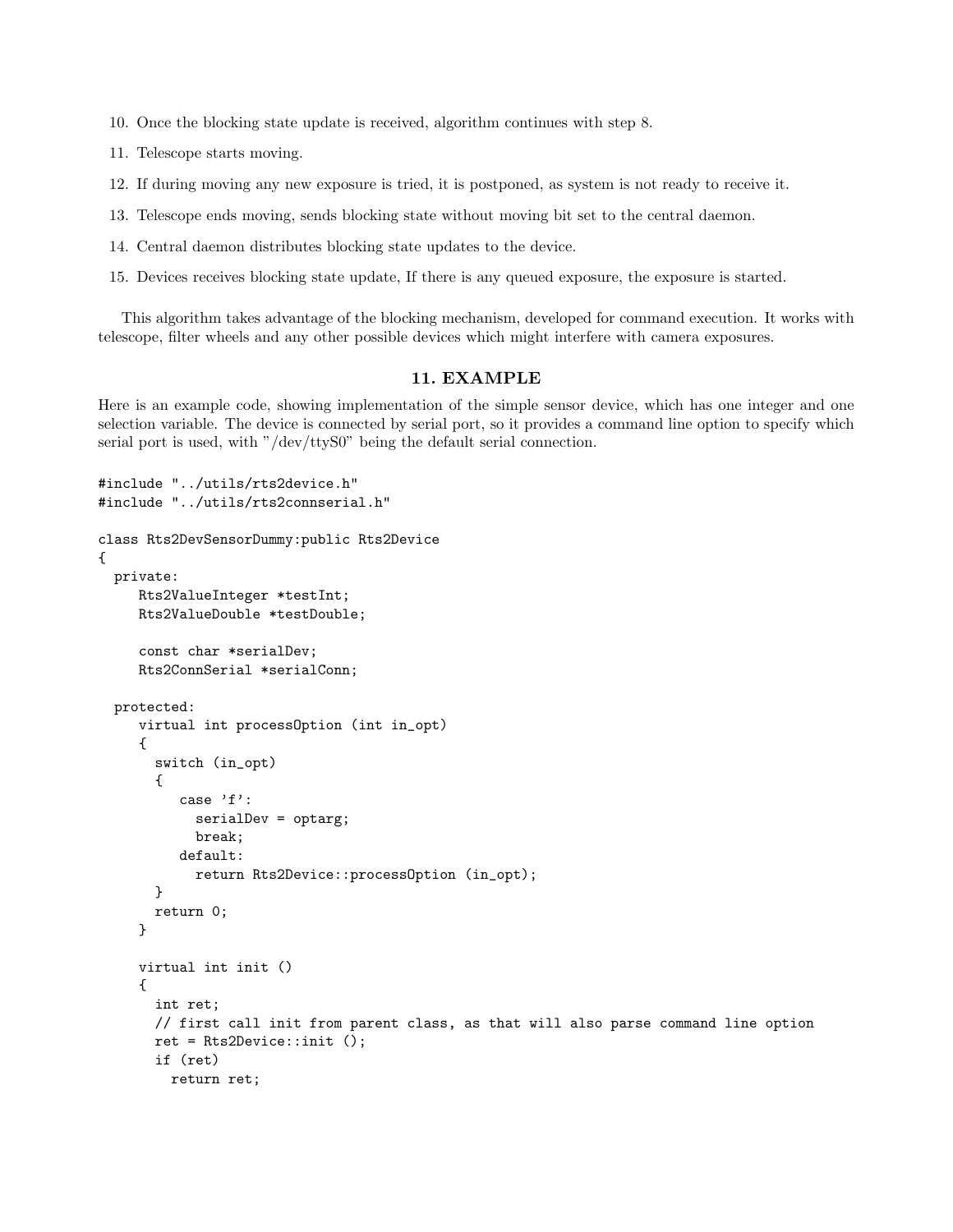10. Once the blocking state update is received, algorithm continues with step 8.
11. Telescope starts moving.
12. If during moving any new exposure is tried, it is postponed, as system is not ready to receive it.
13. Telescope ends moving, sends blocking state without moving bit set to the central daemon.
14. Central daemon distributes blocking state updates to the device.
15. Devices receives blocking state update, If there is any queued exposure, the exposure is started.

This algorithm takes advantage of the blocking mechanism, developed for command execution. It works with telescope, filter wheels and any other possible devices which might interfere with camera exposures.

## 11. EXAMPLE

Here is an example code, showing implementation of the simple sensor device, which has one integer and one selection variable. The device is connected by serial port, so it provides a command line option to specify which serial port is used, with "/dev/ttyS0" being the default serial connection.

```
#include "../utils/rts2device.h"
#include "../utils/rts2connserial.h"

class Rts2DevSensorDummy:public Rts2Device
{
  private:
     Rts2ValueInteger *testInt;
     Rts2ValueDouble *testDouble;

     const char *serialDev;
     Rts2ConnSerial *serialConn;

  protected:
     virtual int processOption (int in_opt)
     {
       switch (in_opt)
       {
          case 'f':
            serialDev = optarg;
            break;
          default:
            return Rts2Device::processOption (in_opt);
       }
       return 0;
     }

     virtual int init ()
     {
       int ret;
       // first call init from parent class, as that will also parse command line option
       ret = Rts2Device::init ();
       if (ret)
         return ret;
```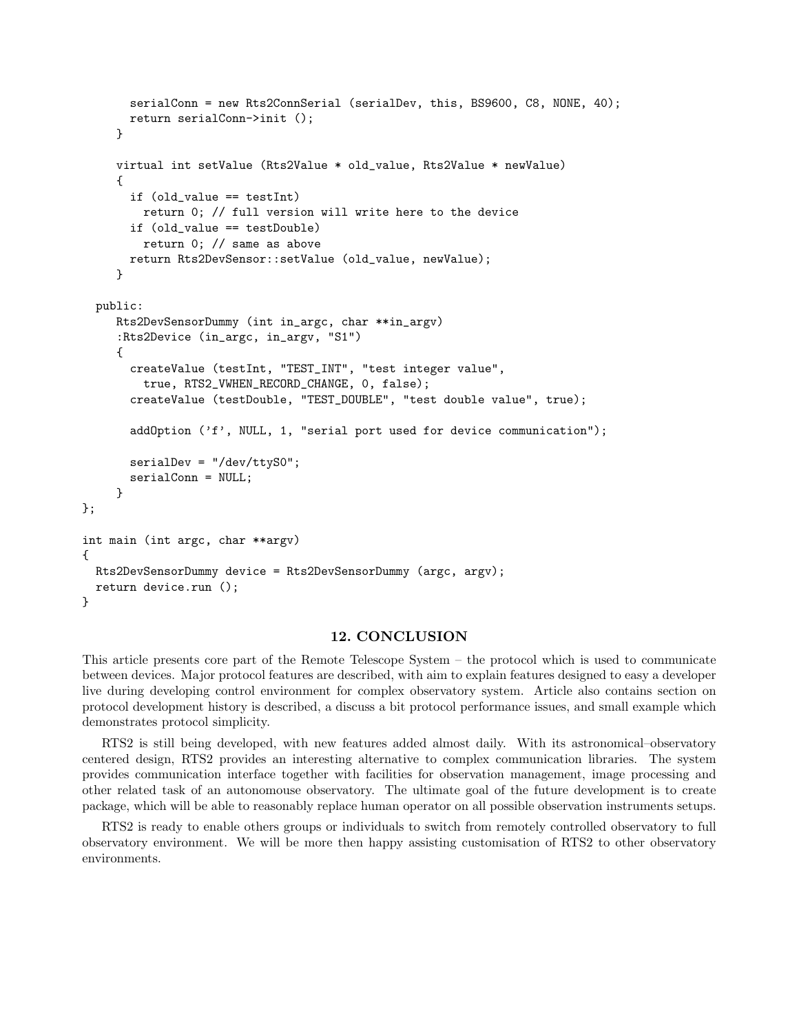```
      serialConn = new Rts2ConnSerial (serialDev, this, BS9600, C8, NONE, 40);
      return serialConn->init ();
    }

    virtual int setValue (Rts2Value * old_value, Rts2Value * newValue)
    {
      if (old_value == testInt)
        return 0; // full version will write here to the device
      if (old_value == testDouble)
        return 0; // same as above
      return Rts2DevSensor::setValue (old_value, newValue);
    }

  public:
    Rts2DevSensorDummy (int in_argc, char **in_argv)
    :Rts2Device (in_argc, in_argv, "S1")
    {
      createValue (testInt, "TEST_INT", "test integer value",
        true, RTS2_VWHEN_RECORD_CHANGE, 0, false);
      createValue (testDouble, "TEST_DOUBLE", "test double value", true);

      addOption ('f', NULL, 1, "serial port used for device communication");

      serialDev = "/dev/ttyS0";
      serialConn = NULL;
    }
};

int main (int argc, char **argv)
{
  Rts2DevSensorDummy device = Rts2DevSensorDummy (argc, argv);
  return device.run ();
}
```

## 12. CONCLUSION

This article presents core part of the Remote Telescope System – the protocol which is used to communicate between devices. Major protocol features are described, with aim to explain features designed to easy a developer live during developing control environment for complex observatory system. Article also contains section on protocol development history is described, a discuss a bit protocol performance issues, and small example which demonstrates protocol simplicity.

RTS2 is still being developed, with new features added almost daily. With its astronomical–observatory centered design, RTS2 provides an interesting alternative to complex communication libraries. The system provides communication interface together with facilities for observation management, image processing and other related task of an autonomouse observatory. The ultimate goal of the future development is to create package, which will be able to reasonably replace human operator on all possible observation instruments setups.

RTS2 is ready to enable others groups or individuals to switch from remotely controlled observatory to full observatory environment. We will be more then happy assisting customisation of RTS2 to other observatory environments.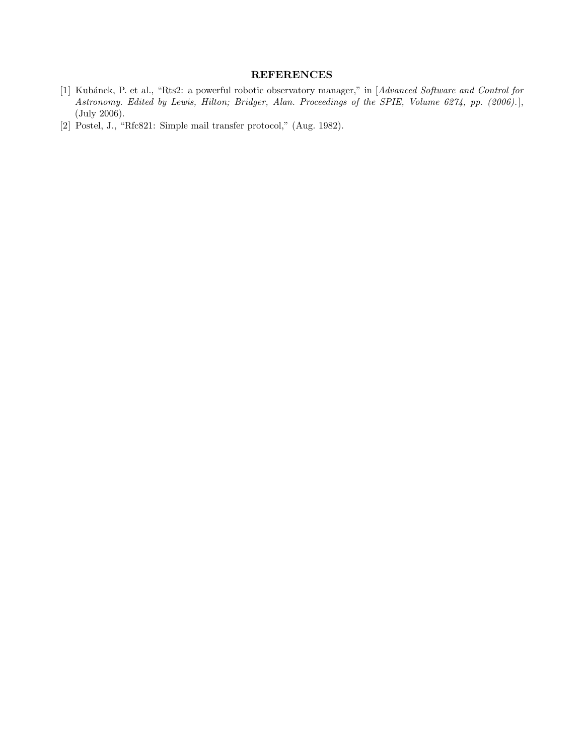## REFERENCES

[1] Kubánek, P. et al., "Rts2: a powerful robotic observatory manager," in [*Advanced Software and Control for Astronomy. Edited by Lewis, Hilton; Bridger, Alan. Proceedings of the SPIE, Volume 6274, pp. (2006).*], (July 2006).

[2] Postel, J., "Rfc821: Simple mail transfer protocol," (Aug. 1982).